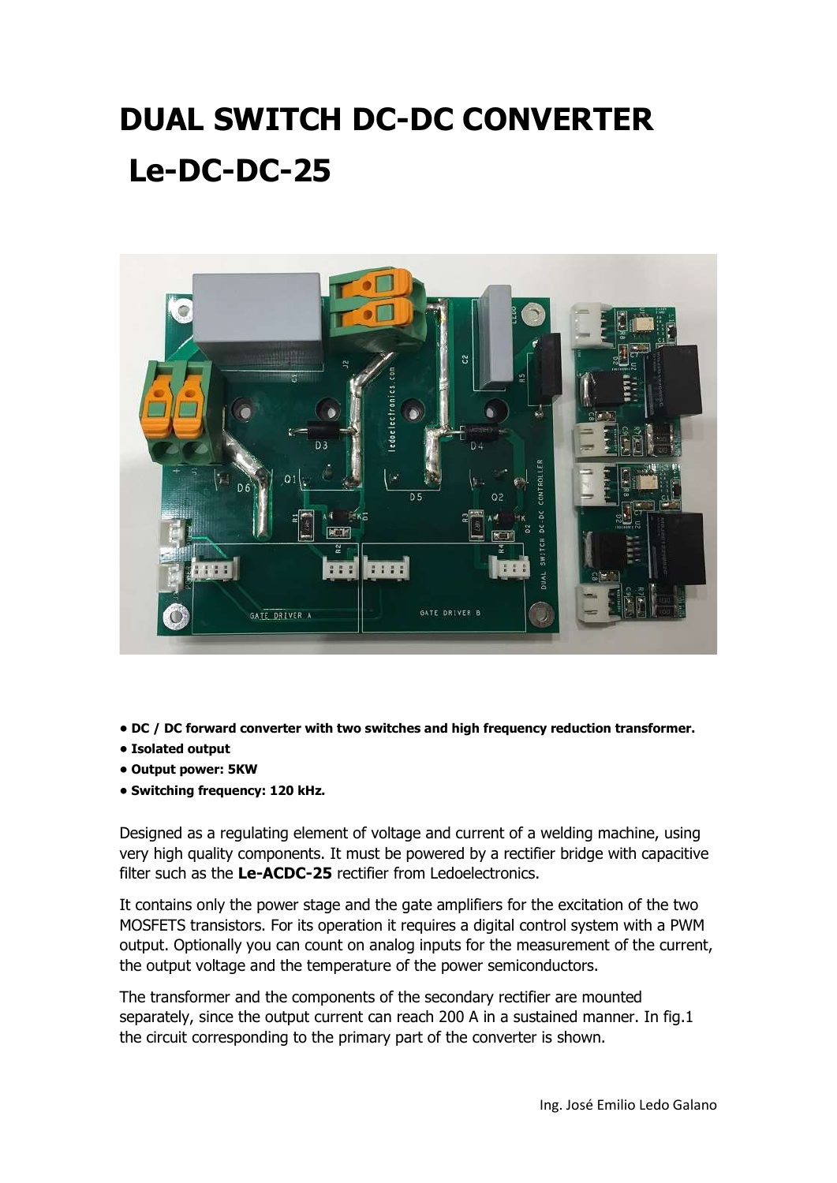# DUAL SWITCH DC-DC CONVERTER Le-DC-DC-25

- **DC / DC forward converter with two switches and high frequency reduction transformer.**
- **Isolated output**
- **Output power: 5KW**
- **Switching frequency: 120 kHz.**

Designed as a regulating element of voltage and current of a welding machine, using very high quality components. It must be powered by a rectifier bridge with capacitive filter such as the **Le-ACDC-25** rectifier from Ledoelectronics.

It contains only the power stage and the gate amplifiers for the excitation of the two MOSFETS transistors. For its operation it requires a digital control system with a PWM output. Optionally you can count on analog inputs for the measurement of the current, the output voltage and the temperature of the power semiconductors.

The transformer and the components of the secondary rectifier are mounted separately, since the output current can reach 200 A in a sustained manner. In fig.1 the circuit corresponding to the primary part of the converter is shown.

Ing. José Emilio Ledo Galano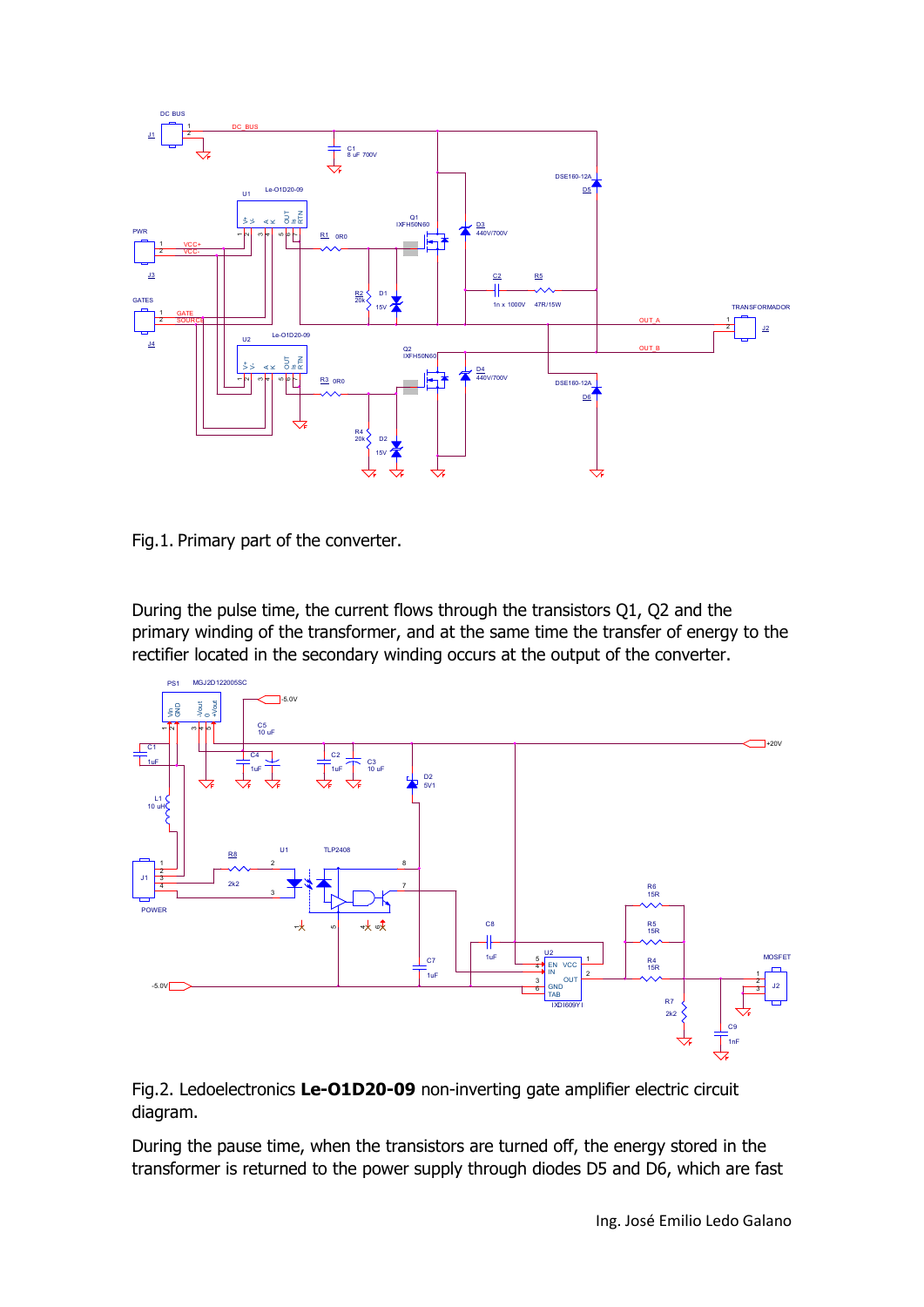Fig.1. Primary part of the converter.

During the pulse time, the current flows through the transistors Q1, Q2 and the primary winding of the transformer, and at the same time the transfer of energy to the rectifier located in the secondary winding occurs at the output of the converter.

Fig.2. Ledoelectronics **Le-O1D20-09** non-inverting gate amplifier electric circuit diagram.

During the pause time, when the transistors are turned off, the energy stored in the transformer is returned to the power supply through diodes D5 and D6, which are fast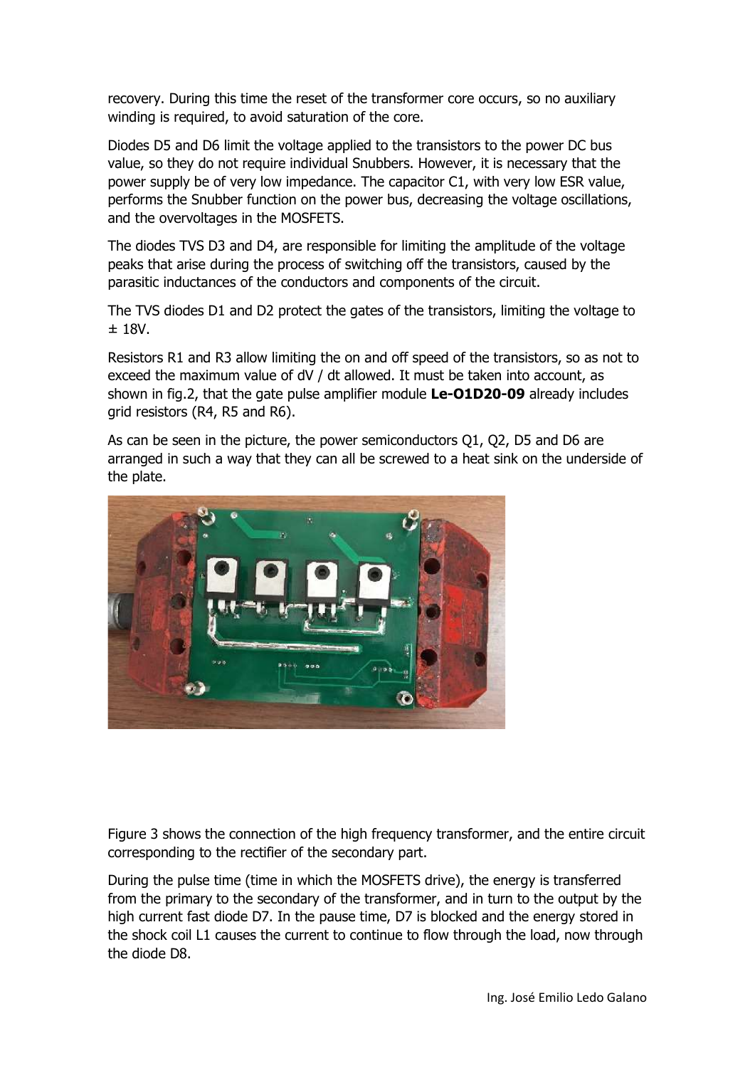recovery. During this time the reset of the transformer core occurs, so no auxiliary winding is required, to avoid saturation of the core.

Diodes D5 and D6 limit the voltage applied to the transistors to the power DC bus value, so they do not require individual Snubbers. However, it is necessary that the power supply be of very low impedance. The capacitor C1, with very low ESR value, performs the Snubber function on the power bus, decreasing the voltage oscillations, and the overvoltages in the MOSFETS.

The diodes TVS D3 and D4, are responsible for limiting the amplitude of the voltage peaks that arise during the process of switching off the transistors, caused by the parasitic inductances of the conductors and components of the circuit.

The TVS diodes D1 and D2 protect the gates of the transistors, limiting the voltage to ± 18V.

Resistors R1 and R3 allow limiting the on and off speed of the transistors, so as not to exceed the maximum value of dV / dt allowed. It must be taken into account, as shown in fig.2, that the gate pulse amplifier module **Le-O1D20-09** already includes grid resistors (R4, R5 and R6).

As can be seen in the picture, the power semiconductors Q1, Q2, D5 and D6 are arranged in such a way that they can all be screwed to a heat sink on the underside of the plate.

Figure 3 shows the connection of the high frequency transformer, and the entire circuit corresponding to the rectifier of the secondary part.

During the pulse time (time in which the MOSFETS drive), the energy is transferred from the primary to the secondary of the transformer, and in turn to the output by the high current fast diode D7. In the pause time, D7 is blocked and the energy stored in the shock coil L1 causes the current to continue to flow through the load, now through the diode D8.

Ing. José Emilio Ledo Galano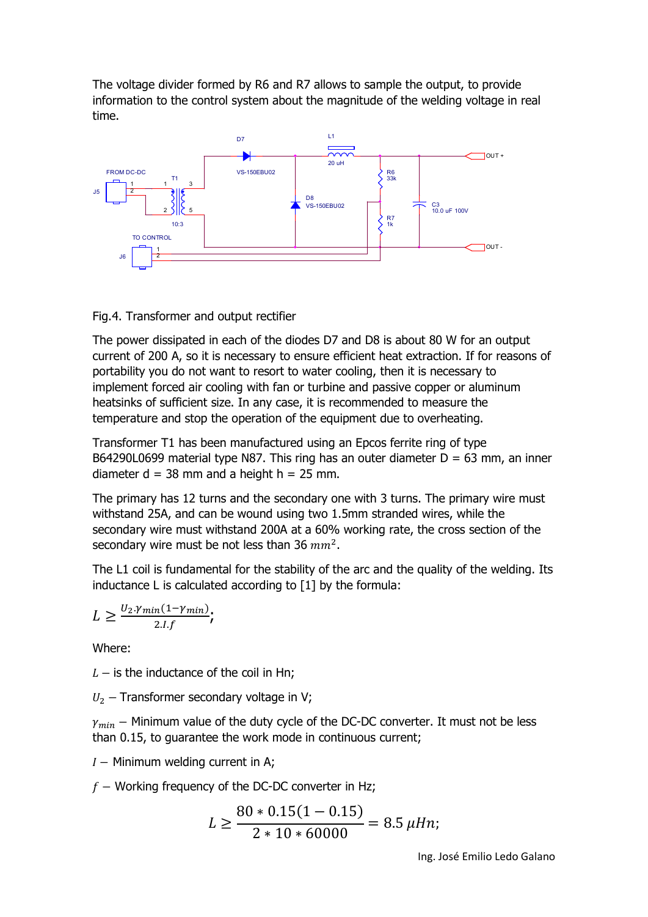The voltage divider formed by R6 and R7 allows to sample the output, to provide information to the control system about the magnitude of the welding voltage in real time.

Fig.4. Transformer and output rectifier

The power dissipated in each of the diodes D7 and D8 is about 80 W for an output current of 200 A, so it is necessary to ensure efficient heat extraction. If for reasons of portability you do not want to resort to water cooling, then it is necessary to implement forced air cooling with fan or turbine and passive copper or aluminum heatsinks of sufficient size. In any case, it is recommended to measure the temperature and stop the operation of the equipment due to overheating.

Transformer T1 has been manufactured using an Epcos ferrite ring of type B64290L0699 material type N87. This ring has an outer diameter D = 63 mm, an inner diameter d = 38 mm and a height h = 25 mm.

The primary has 12 turns and the secondary one with 3 turns. The primary wire must withstand 25A, and can be wound using two 1.5mm stranded wires, while the secondary wire must withstand 200A at a 60% working rate, the cross section of the secondary wire must be not less than 36 $mm^2$.

The L1 coil is fundamental for the stability of the arc and the quality of the welding. Its inductance L is calculated according to [1] by the formula:

$$L \geq \frac{U_2.\gamma_{min}(1-\gamma_{min})}{2.I.f};$$

Where:

$L$ – is the inductance of the coil in Hn;

$U_2$ – Transformer secondary voltage in V;

$\gamma_{min}$ – Minimum value of the duty cycle of the DC-DC converter. It must not be less than 0.15, to guarantee the work mode in continuous current;

$I$ – Minimum welding current in A;

$f$ – Working frequency of the DC-DC converter in Hz;

$$L \geq \frac{80 * 0.15(1 - 0.15)}{2 * 10 * 60000} = 8.5\ \mu Hn;$$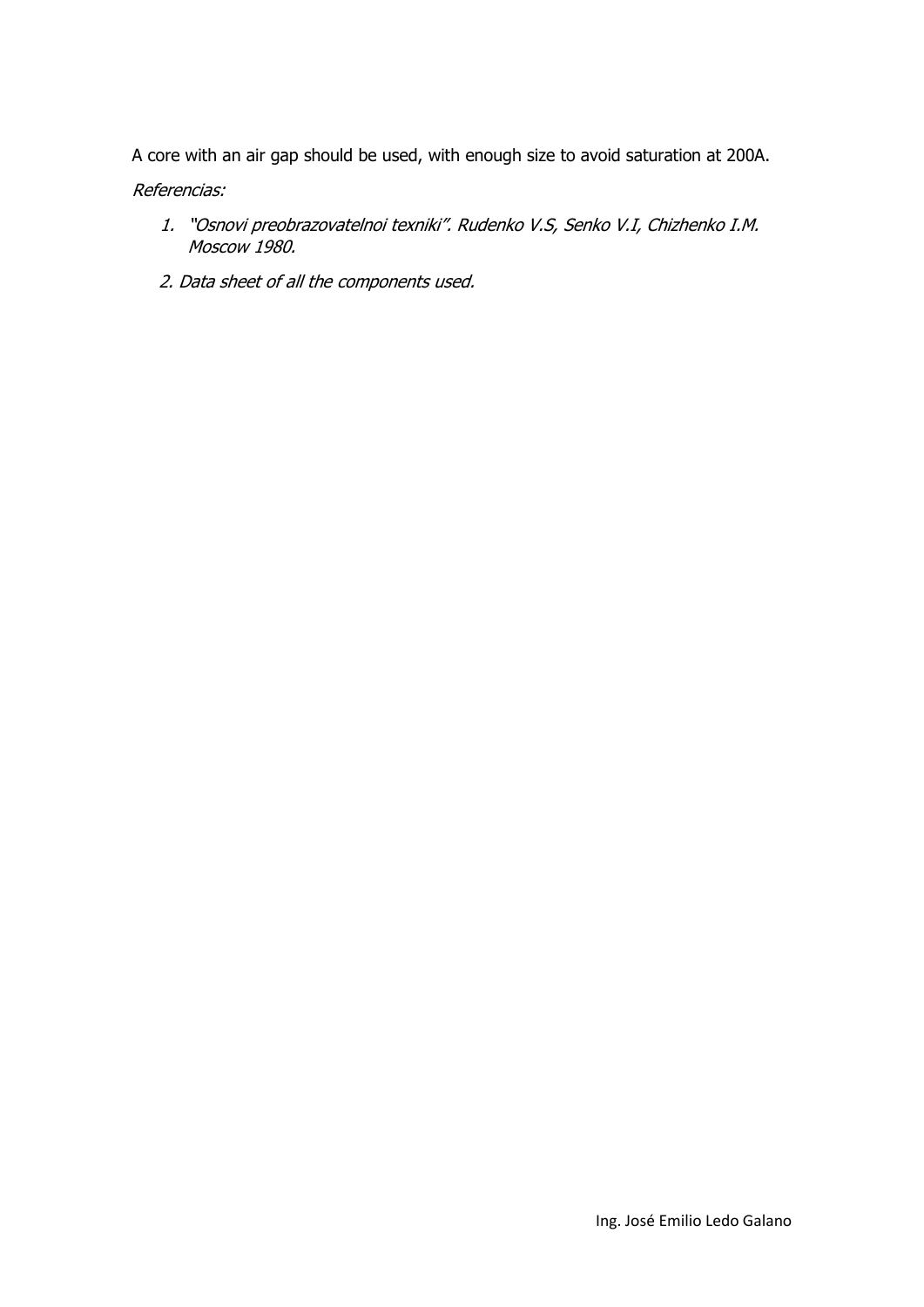A core with an air gap should be used, with enough size to avoid saturation at 200A.

*Referencias:*

1. *"Osnovi preobrazovatelnoi texniki". Rudenko V.S, Senko V.I, Chizhenko I.M. Moscow 1980.*
2. *Data sheet of all the components used.*

Ing. José Emilio Ledo Galano